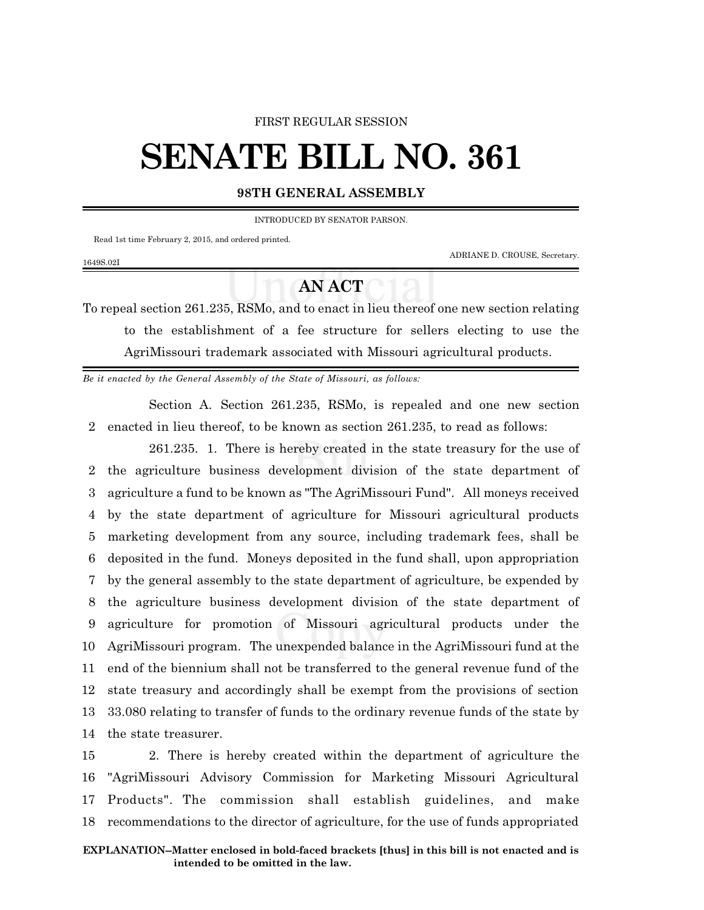FIRST REGULAR SESSION

# SENATE BILL NO. 361

**98TH GENERAL ASSEMBLY**

INTRODUCED BY SENATOR PARSON.

Read 1st time February 2, 2015, and ordered printed.

ADRIANE D. CROUSE, Secretary.

1649S.02I

## AN ACT

To repeal section 261.235, RSMo, and to enact in lieu thereof one new section relating to the establishment of a fee structure for sellers electing to use the AgriMissouri trademark associated with Missouri agricultural products.

*Be it enacted by the General Assembly of the State of Missouri, as follows:*

Section A. Section 261.235, RSMo, is repealed and one new section enacted in lieu thereof, to be known as section 261.235, to read as follows:

261.235. 1. There is hereby created in the state treasury for the use of the agriculture business development division of the state department of agriculture a fund to be known as "The AgriMissouri Fund". All moneys received by the state department of agriculture for Missouri agricultural products marketing development from any source, including trademark fees, shall be deposited in the fund. Moneys deposited in the fund shall, upon appropriation by the general assembly to the state department of agriculture, be expended by the agriculture business development division of the state department of agriculture for promotion of Missouri agricultural products under the AgriMissouri program. The unexpended balance in the AgriMissouri fund at the end of the biennium shall not be transferred to the general revenue fund of the state treasury and accordingly shall be exempt from the provisions of section 33.080 relating to transfer of funds to the ordinary revenue funds of the state by the state treasurer.

2. There is hereby created within the department of agriculture the "AgriMissouri Advisory Commission for Marketing Missouri Agricultural Products". The commission shall establish guidelines, and make recommendations to the director of agriculture, for the use of funds appropriated

**EXPLANATION–Matter enclosed in bold-faced brackets [thus] in this bill is not enacted and is intended to be omitted in the law.**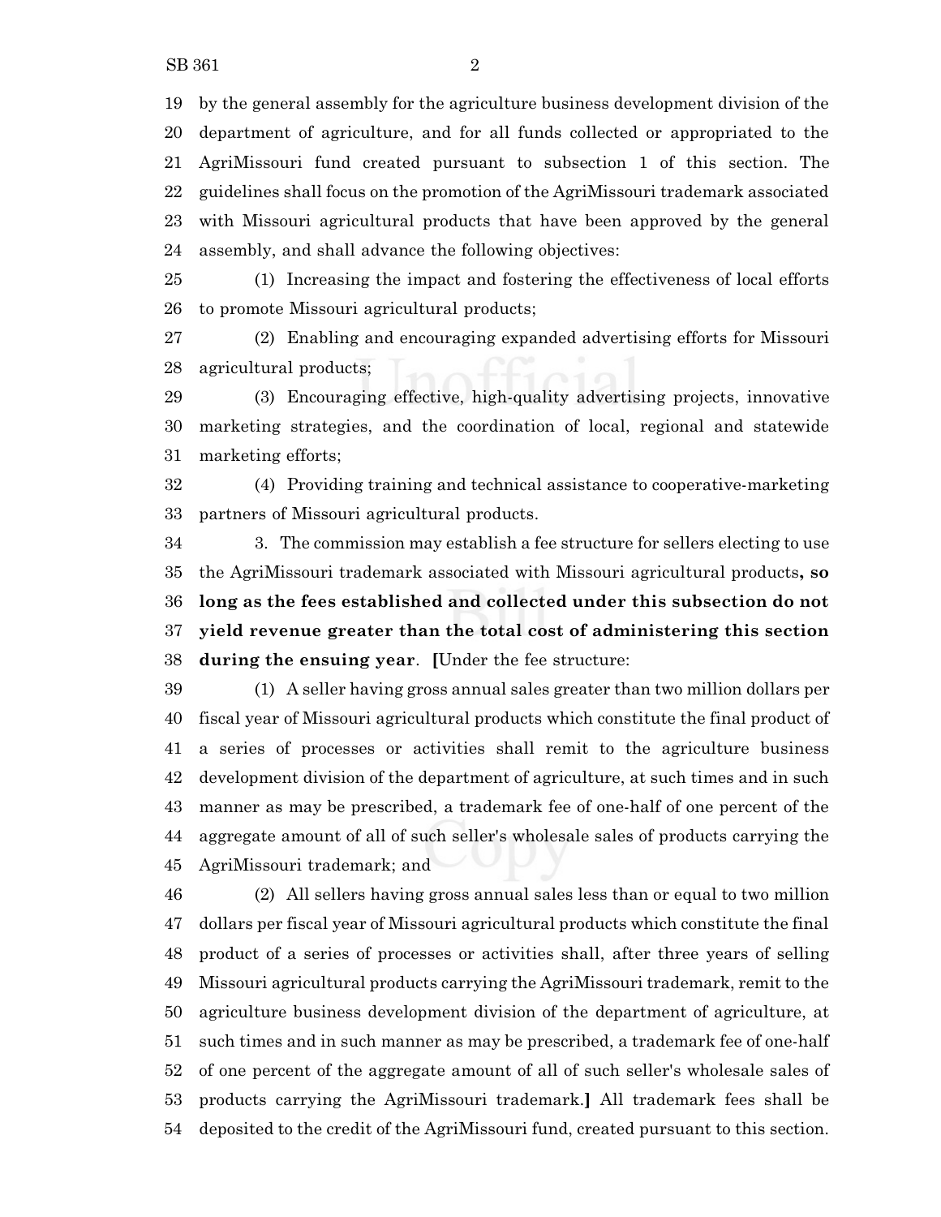by the general assembly for the agriculture business development division of the department of agriculture, and for all funds collected or appropriated to the AgriMissouri fund created pursuant to subsection 1 of this section. The guidelines shall focus on the promotion of the AgriMissouri trademark associated with Missouri agricultural products that have been approved by the general assembly, and shall advance the following objectives:

(1) Increasing the impact and fostering the effectiveness of local efforts to promote Missouri agricultural products;

(2) Enabling and encouraging expanded advertising efforts for Missouri agricultural products;

(3) Encouraging effective, high-quality advertising projects, innovative marketing strategies, and the coordination of local, regional and statewide marketing efforts;

(4) Providing training and technical assistance to cooperative-marketing partners of Missouri agricultural products.

3. The commission may establish a fee structure for sellers electing to use the AgriMissouri trademark associated with Missouri agricultural products**, so long as the fees established and collected under this subsection do not yield revenue greater than the total cost of administering this section during the ensuing year**. **[**Under the fee structure:

(1) A seller having gross annual sales greater than two million dollars per fiscal year of Missouri agricultural products which constitute the final product of a series of processes or activities shall remit to the agriculture business development division of the department of agriculture, at such times and in such manner as may be prescribed, a trademark fee of one-half of one percent of the aggregate amount of all of such seller's wholesale sales of products carrying the AgriMissouri trademark; and

(2) All sellers having gross annual sales less than or equal to two million dollars per fiscal year of Missouri agricultural products which constitute the final product of a series of processes or activities shall, after three years of selling Missouri agricultural products carrying the AgriMissouri trademark, remit to the agriculture business development division of the department of agriculture, at such times and in such manner as may be prescribed, a trademark fee of one-half of one percent of the aggregate amount of all of such seller's wholesale sales of products carrying the AgriMissouri trademark.**]** All trademark fees shall be deposited to the credit of the AgriMissouri fund, created pursuant to this section.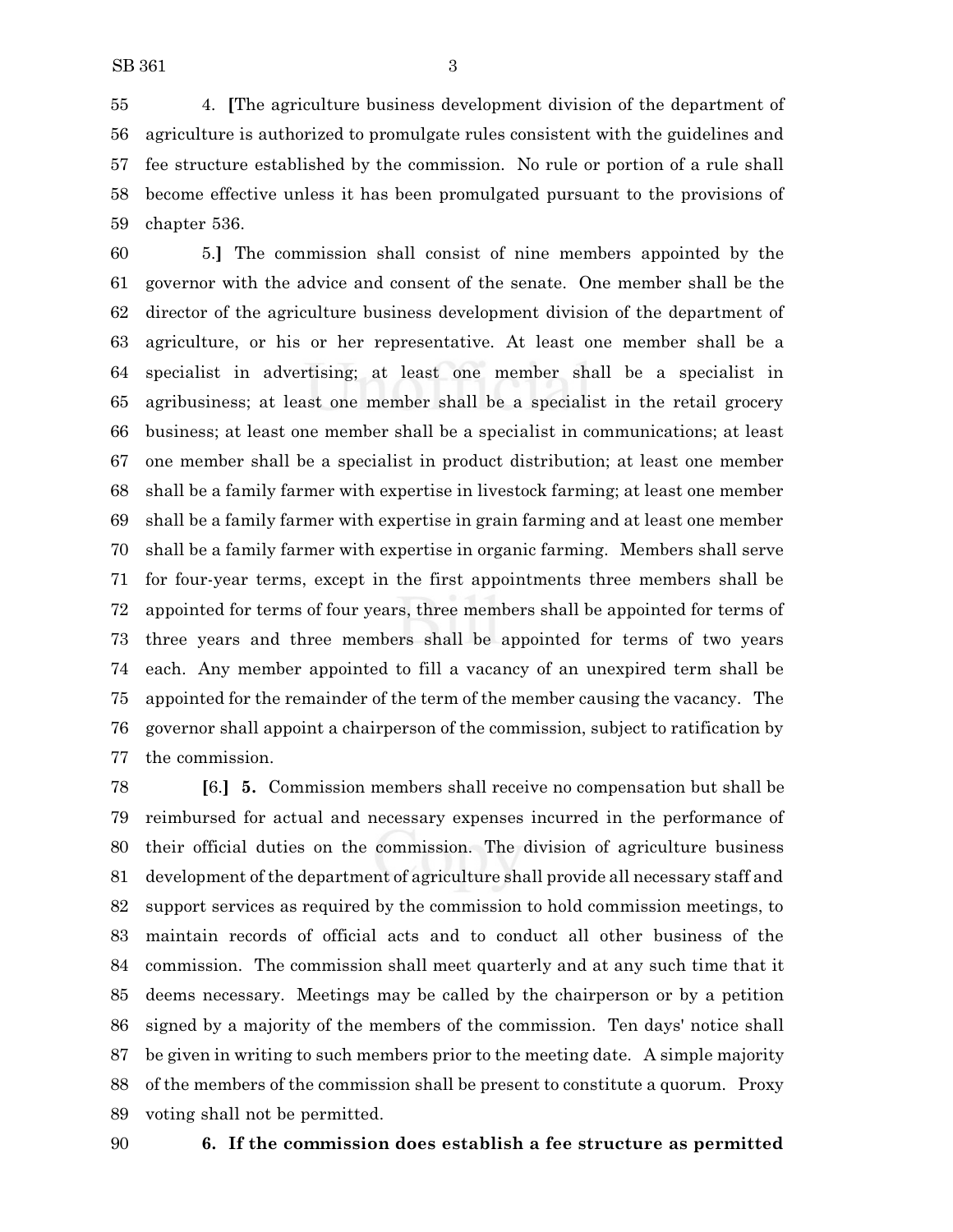4. **[**The agriculture business development division of the department of agriculture is authorized to promulgate rules consistent with the guidelines and fee structure established by the commission. No rule or portion of a rule shall become effective unless it has been promulgated pursuant to the provisions of chapter 536.

5.**]** The commission shall consist of nine members appointed by the governor with the advice and consent of the senate. One member shall be the director of the agriculture business development division of the department of agriculture, or his or her representative. At least one member shall be a specialist in advertising; at least one member shall be a specialist in agribusiness; at least one member shall be a specialist in the retail grocery business; at least one member shall be a specialist in communications; at least one member shall be a specialist in product distribution; at least one member shall be a family farmer with expertise in livestock farming; at least one member shall be a family farmer with expertise in grain farming and at least one member shall be a family farmer with expertise in organic farming. Members shall serve for four-year terms, except in the first appointments three members shall be appointed for terms of four years, three members shall be appointed for terms of three years and three members shall be appointed for terms of two years each. Any member appointed to fill a vacancy of an unexpired term shall be appointed for the remainder of the term of the member causing the vacancy. The governor shall appoint a chairperson of the commission, subject to ratification by the commission.

**[**6.**]** **5.** Commission members shall receive no compensation but shall be reimbursed for actual and necessary expenses incurred in the performance of their official duties on the commission. The division of agriculture business development of the department of agriculture shall provide all necessary staff and support services as required by the commission to hold commission meetings, to maintain records of official acts and to conduct all other business of the commission. The commission shall meet quarterly and at any such time that it deems necessary. Meetings may be called by the chairperson or by a petition signed by a majority of the members of the commission. Ten days' notice shall be given in writing to such members prior to the meeting date. A simple majority of the members of the commission shall be present to constitute a quorum. Proxy voting shall not be permitted.

**6. If the commission does establish a fee structure as permitted**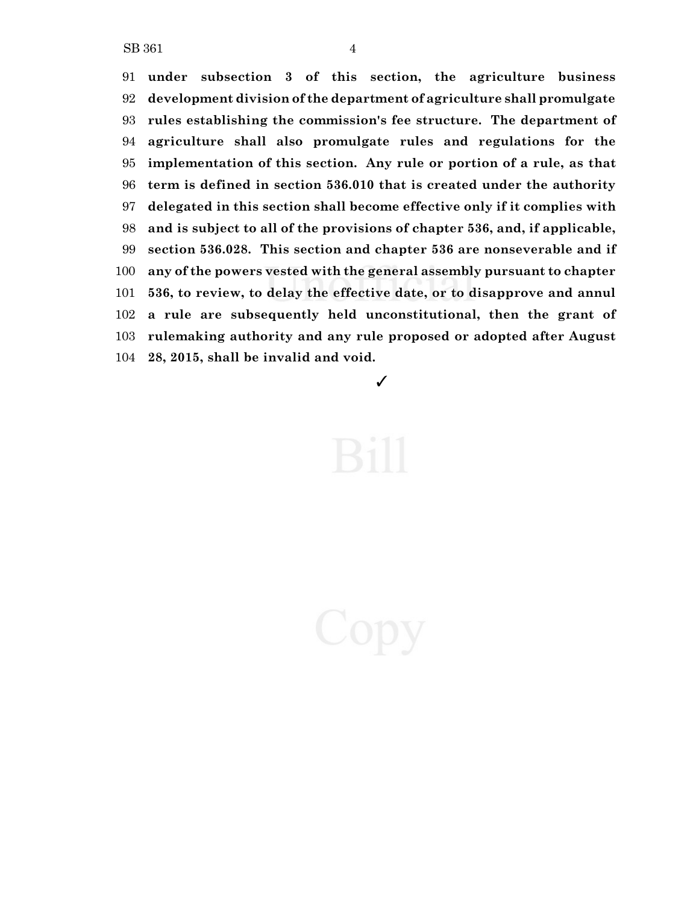**under subsection 3 of this section, the agriculture business development division of the department of agriculture shall promulgate rules establishing the commission's fee structure. The department of agriculture shall also promulgate rules and regulations for the implementation of this section. Any rule or portion of a rule, as that term is defined in section 536.010 that is created under the authority delegated in this section shall become effective only if it complies with and is subject to all of the provisions of chapter 536, and, if applicable, section 536.028. This section and chapter 536 are nonseverable and if any of the powers vested with the general assembly pursuant to chapter 536, to review, to delay the effective date, or to disapprove and annul a rule are subsequently held unconstitutional, then the grant of rulemaking authority and any rule proposed or adopted after August 28, 2015, shall be invalid and void.**

✓